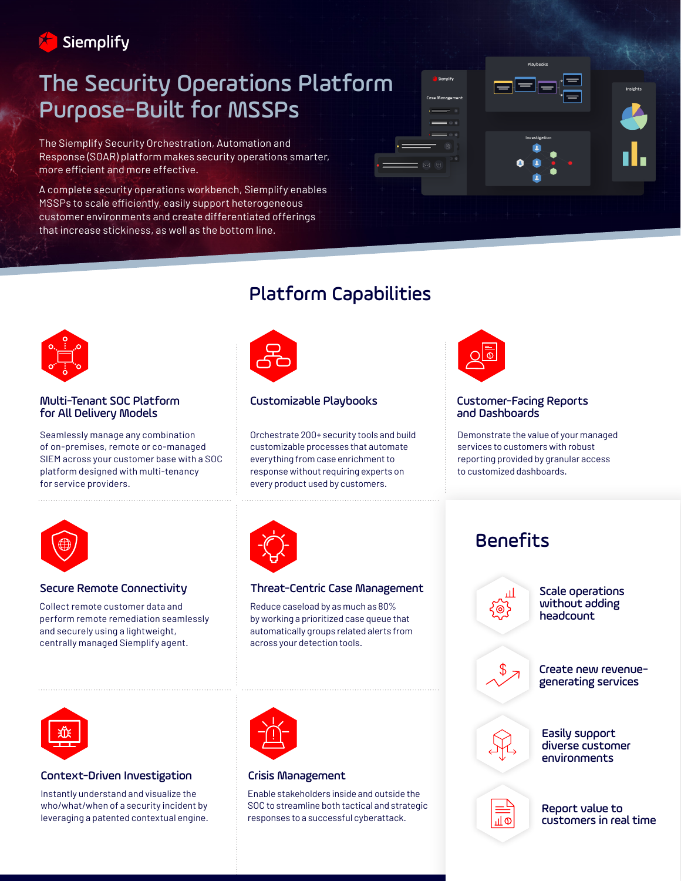Siemplify

# The Security Operations Platform Purpose-Built for MSSPs

The Siemplify Security Orchestration, Automation and Response (SOAR) platform makes security operations smarter, more efficient and more effective.

A complete security operations workbench, Siemplify enables MSSPs to scale efficiently, easily support heterogeneous customer environments and create differentiated offerings that increase stickiness, as well as the bottom line.

## Platform Capabilities

### Multi-Tenant SOC Platform for All Delivery Models

Seamlessly manage any combination of on-premises, remote or co-managed SIEM across your customer base with a SOC platform designed with multi-tenancy for service providers.

### Customizable Playbooks

Orchestrate 200+ security tools and build customizable processes that automate everything from case enrichment to response without requiring experts on every product used by customers.

### Customer-Facing Reports and Dashboards

Demonstrate the value of your managed services to customers with robust reporting provided by granular access to customized dashboards.

### Secure Remote Connectivity

Collect remote customer data and perform remote remediation seamlessly and securely using a lightweight, centrally managed Siemplify agent.

### Threat-Centric Case Management

Reduce caseload by as much as 80% by working a prioritized case queue that automatically groups related alerts from across your detection tools.

### Context-Driven Investigation

Instantly understand and visualize the who/what/when of a security incident by leveraging a patented contextual engine.

### Crisis Management

Enable stakeholders inside and outside the SOC to streamline both tactical and strategic responses to a successful cyberattack.

## Benefits

- Scale operations without adding headcount
- Create new revenue-generating services
- Easily support diverse customer environments
- Report value to customers in real time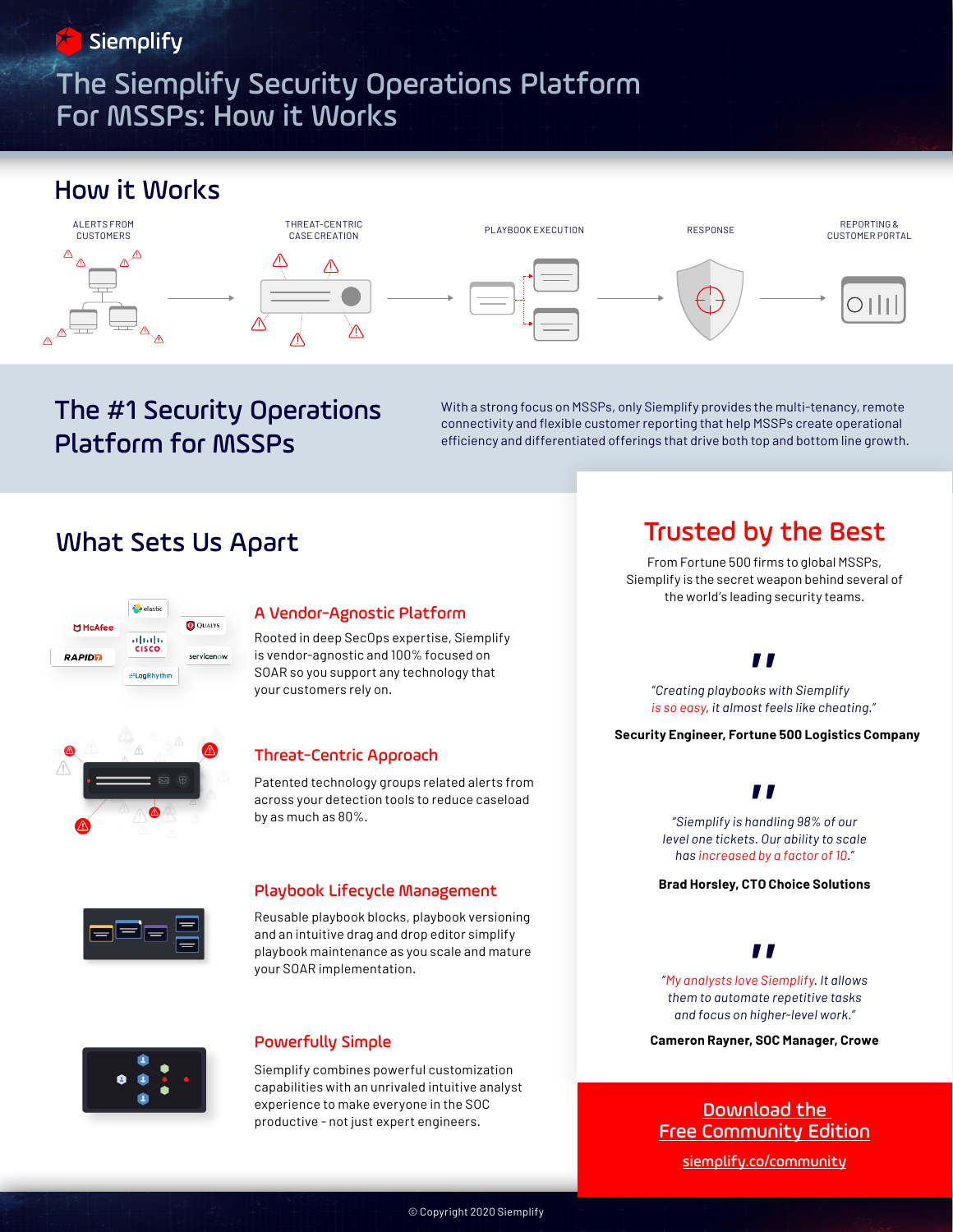Siemplify

# The Siemplify Security Operations Platform For MSSPs: How it Works

## How it Works

ALERTS FROM CUSTOMERS

THREAT-CENTRIC CASE CREATION

PLAYBOOK EXECUTION

RESPONSE

REPORTING & CUSTOMER PORTAL

## The #1 Security Operations Platform for MSSPs

With a strong focus on MSSPs, only Siemplify provides the multi-tenancy, remote connectivity and flexible customer reporting that help MSSPs create operational efficiency and differentiated offerings that drive both top and bottom line growth.

## What Sets Us Apart

### A Vendor-Agnostic Platform

Rooted in deep SecOps expertise, Siemplify is vendor-agnostic and 100% focused on SOAR so you support any technology that your customers rely on.

### Threat-Centric Approach

Patented technology groups related alerts from across your detection tools to reduce caseload by as much as 80%.

### Playbook Lifecycle Management

Reusable playbook blocks, playbook versioning and an intuitive drag and drop editor simplify playbook maintenance as you scale and mature your SOAR implementation.

### Powerfully Simple

Siemplify combines powerful customization capabilities with an unrivaled intuitive analyst experience to make everyone in the SOC productive - not just expert engineers.

## Trusted by the Best

From Fortune 500 firms to global MSSPs, Siemplify is the secret weapon behind several of the world's leading security teams.

*"Creating playbooks with Siemplify is so easy, it almost feels like cheating."*

**Security Engineer, Fortune 500 Logistics Company**

*"Siemplify is handling 98% of our level one tickets. Our ability to scale has increased by a factor of 10."*

**Brad Horsley, CTO Choice Solutions**

*"My analysts love Siemplify. It allows them to automate repetitive tasks and focus on higher-level work."*

**Cameron Rayner, SOC Manager, Crowe**

**Download the Free Community Edition**

siemplify.co/community

© Copyright 2020 Siemplify